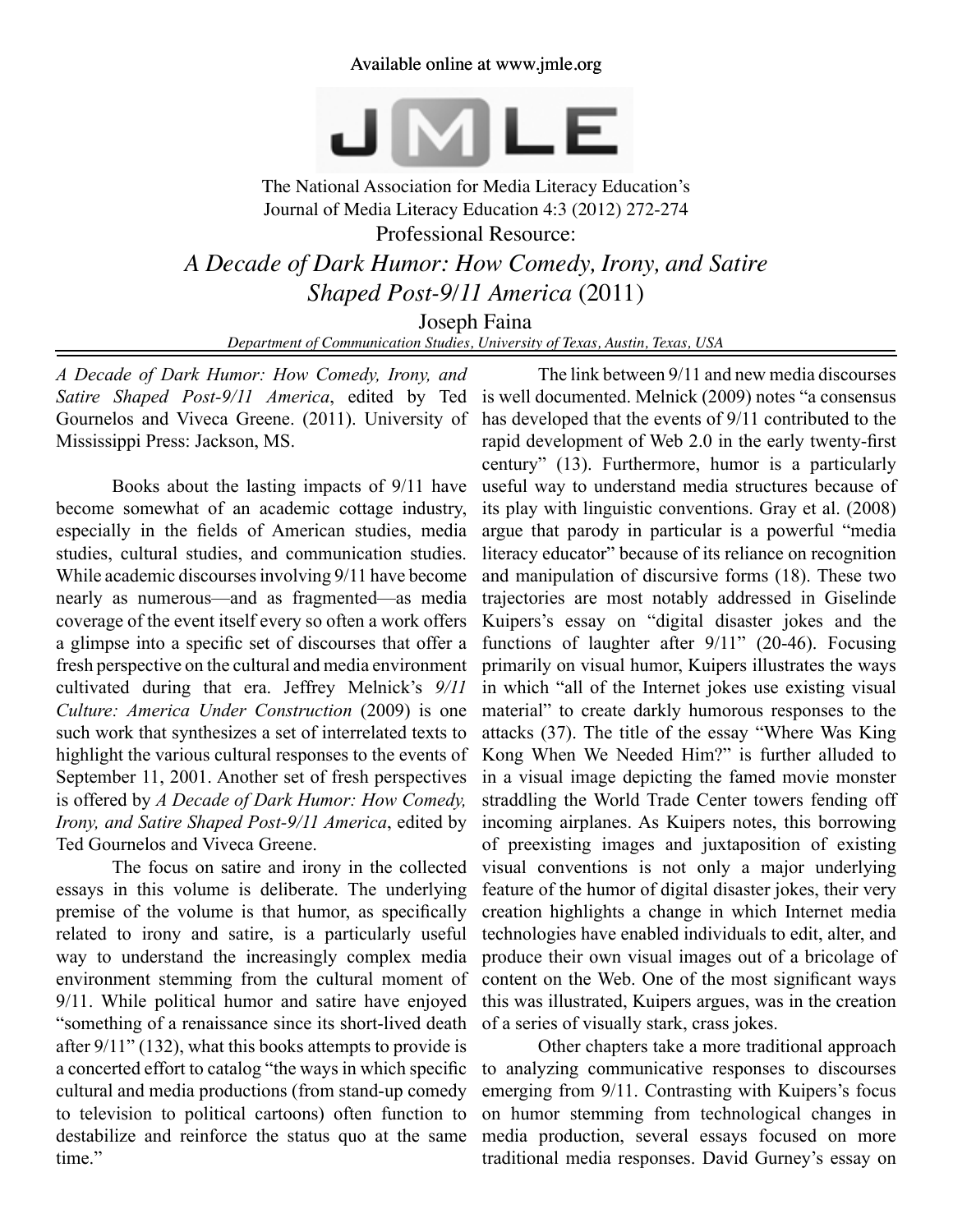Available online at www.jmle.org

The National Association for Media Literacy Education's
Journal of Media Literacy Education 4:3 (2012) 272-274

Professional Resource:

# *A Decade of Dark Humor: How Comedy, Irony, and Satire Shaped Post-9/11 America* (2011)

Joseph Faina

*Department of Communication Studies, University of Texas, Austin, Texas, USA*

---

*A Decade of Dark Humor: How Comedy, Irony, and Satire Shaped Post-9/11 America*, edited by Ted Gournelos and Viveca Greene. (2011). University of Mississippi Press: Jackson, MS.

Books about the lasting impacts of 9/11 have become somewhat of an academic cottage industry, especially in the fields of American studies, media studies, cultural studies, and communication studies. While academic discourses involving 9/11 have become nearly as numerous—and as fragmented—as media coverage of the event itself every so often a work offers a glimpse into a specific set of discourses that offer a fresh perspective on the cultural and media environment cultivated during that era. Jeffrey Melnick's *9/11 Culture: America Under Construction* (2009) is one such work that synthesizes a set of interrelated texts to highlight the various cultural responses to the events of September 11, 2001. Another set of fresh perspectives is offered by *A Decade of Dark Humor: How Comedy, Irony, and Satire Shaped Post-9/11 America*, edited by Ted Gournelos and Viveca Greene.

The focus on satire and irony in the collected essays in this volume is deliberate. The underlying premise of the volume is that humor, as specifically related to irony and satire, is a particularly useful way to understand the increasingly complex media environment stemming from the cultural moment of 9/11. While political humor and satire have enjoyed "something of a renaissance since its short-lived death after 9/11" (132), what this books attempts to provide is a concerted effort to catalog "the ways in which specific cultural and media productions (from stand-up comedy to television to political cartoons) often function to destabilize and reinforce the status quo at the same time."

The link between 9/11 and new media discourses is well documented. Melnick (2009) notes "a consensus has developed that the events of 9/11 contributed to the rapid development of Web 2.0 in the early twenty-first century" (13). Furthermore, humor is a particularly useful way to understand media structures because of its play with linguistic conventions. Gray et al. (2008) argue that parody in particular is a powerful "media literacy educator" because of its reliance on recognition and manipulation of discursive forms (18). These two trajectories are most notably addressed in Giselinde Kuipers's essay on "digital disaster jokes and the functions of laughter after 9/11" (20-46). Focusing primarily on visual humor, Kuipers illustrates the ways in which "all of the Internet jokes use existing visual material" to create darkly humorous responses to the attacks (37). The title of the essay "Where Was King Kong When We Needed Him?" is further alluded to in a visual image depicting the famed movie monster straddling the World Trade Center towers fending off incoming airplanes. As Kuipers notes, this borrowing of preexisting images and juxtaposition of existing visual conventions is not only a major underlying feature of the humor of digital disaster jokes, their very creation highlights a change in which Internet media technologies have enabled individuals to edit, alter, and produce their own visual images out of a bricolage of content on the Web. One of the most significant ways this was illustrated, Kuipers argues, was in the creation of a series of visually stark, crass jokes.

Other chapters take a more traditional approach to analyzing communicative responses to discourses emerging from 9/11. Contrasting with Kuipers's focus on humor stemming from technological changes in media production, several essays focused on more traditional media responses. David Gurney's essay on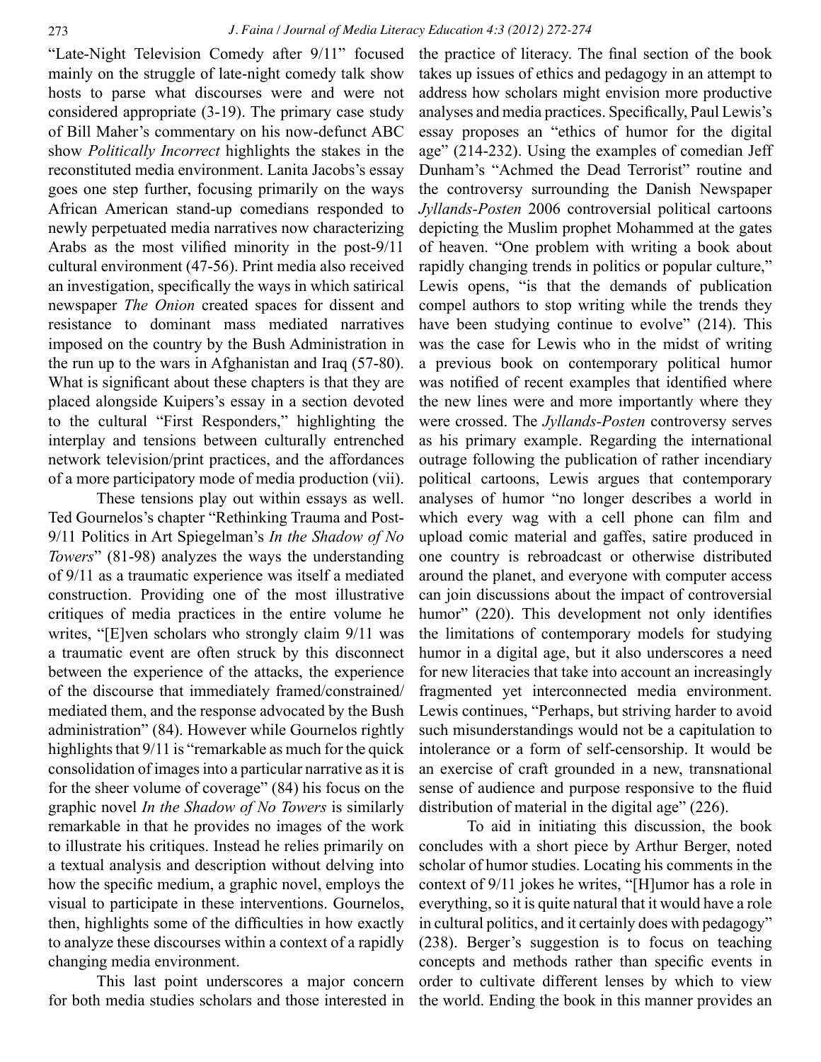"Late-Night Television Comedy after 9/11" focused mainly on the struggle of late-night comedy talk show hosts to parse what discourses were and were not considered appropriate (3-19). The primary case study of Bill Maher's commentary on his now-defunct ABC show *Politically Incorrect* highlights the stakes in the reconstituted media environment. Lanita Jacobs's essay goes one step further, focusing primarily on the ways African American stand-up comedians responded to newly perpetuated media narratives now characterizing Arabs as the most vilified minority in the post-9/11 cultural environment (47-56). Print media also received an investigation, specifically the ways in which satirical newspaper *The Onion* created spaces for dissent and resistance to dominant mass mediated narratives imposed on the country by the Bush Administration in the run up to the wars in Afghanistan and Iraq (57-80). What is significant about these chapters is that they are placed alongside Kuipers's essay in a section devoted to the cultural "First Responders," highlighting the interplay and tensions between culturally entrenched network television/print practices, and the affordances of a more participatory mode of media production (vii).

These tensions play out within essays as well. Ted Gournelos's chapter "Rethinking Trauma and Post-9/11 Politics in Art Spiegelman's *In the Shadow of No Towers*" (81-98) analyzes the ways the understanding of 9/11 as a traumatic experience was itself a mediated construction. Providing one of the most illustrative critiques of media practices in the entire volume he writes, "[E]ven scholars who strongly claim 9/11 was a traumatic event are often struck by this disconnect between the experience of the attacks, the experience of the discourse that immediately framed/constrained/mediated them, and the response advocated by the Bush administration" (84). However while Gournelos rightly highlights that 9/11 is "remarkable as much for the quick consolidation of images into a particular narrative as it is for the sheer volume of coverage" (84) his focus on the graphic novel *In the Shadow of No Towers* is similarly remarkable in that he provides no images of the work to illustrate his critiques. Instead he relies primarily on a textual analysis and description without delving into how the specific medium, a graphic novel, employs the visual to participate in these interventions. Gournelos, then, highlights some of the difficulties in how exactly to analyze these discourses within a context of a rapidly changing media environment.

This last point underscores a major concern for both media studies scholars and those interested in the practice of literacy. The final section of the book takes up issues of ethics and pedagogy in an attempt to address how scholars might envision more productive analyses and media practices. Specifically, Paul Lewis's essay proposes an "ethics of humor for the digital age" (214-232). Using the examples of comedian Jeff Dunham's "Achmed the Dead Terrorist" routine and the controversy surrounding the Danish Newspaper *Jyllands-Posten* 2006 controversial political cartoons depicting the Muslim prophet Mohammed at the gates of heaven. "One problem with writing a book about rapidly changing trends in politics or popular culture," Lewis opens, "is that the demands of publication compel authors to stop writing while the trends they have been studying continue to evolve" (214). This was the case for Lewis who in the midst of writing a previous book on contemporary political humor was notified of recent examples that identified where the new lines were and more importantly where they were crossed. The *Jyllands-Posten* controversy serves as his primary example. Regarding the international outrage following the publication of rather incendiary political cartoons, Lewis argues that contemporary analyses of humor "no longer describes a world in which every wag with a cell phone can film and upload comic material and gaffes, satire produced in one country is rebroadcast or otherwise distributed around the planet, and everyone with computer access can join discussions about the impact of controversial humor" (220). This development not only identifies the limitations of contemporary models for studying humor in a digital age, but it also underscores a need for new literacies that take into account an increasingly fragmented yet interconnected media environment. Lewis continues, "Perhaps, but striving harder to avoid such misunderstandings would not be a capitulation to intolerance or a form of self-censorship. It would be an exercise of craft grounded in a new, transnational sense of audience and purpose responsive to the fluid distribution of material in the digital age" (226).

To aid in initiating this discussion, the book concludes with a short piece by Arthur Berger, noted scholar of humor studies. Locating his comments in the context of 9/11 jokes he writes, "[H]umor has a role in everything, so it is quite natural that it would have a role in cultural politics, and it certainly does with pedagogy" (238). Berger's suggestion is to focus on teaching concepts and methods rather than specific events in order to cultivate different lenses by which to view the world. Ending the book in this manner provides an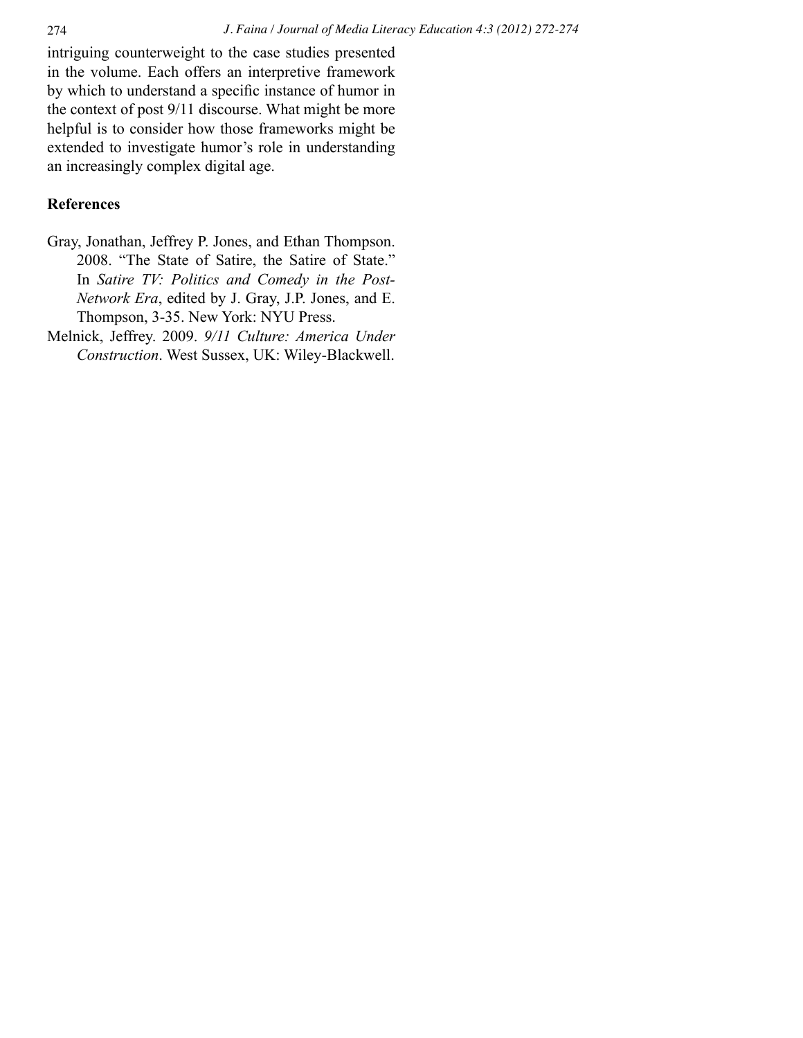intriguing counterweight to the case studies presented in the volume. Each offers an interpretive framework by which to understand a specific instance of humor in the context of post 9/11 discourse. What might be more helpful is to consider how those frameworks might be extended to investigate humor's role in understanding an increasingly complex digital age.

## References

Gray, Jonathan, Jeffrey P. Jones, and Ethan Thompson. 2008. "The State of Satire, the Satire of State." In *Satire TV: Politics and Comedy in the Post-Network Era*, edited by J. Gray, J.P. Jones, and E. Thompson, 3-35. New York: NYU Press.

Melnick, Jeffrey. 2009. *9/11 Culture: America Under Construction*. West Sussex, UK: Wiley-Blackwell.